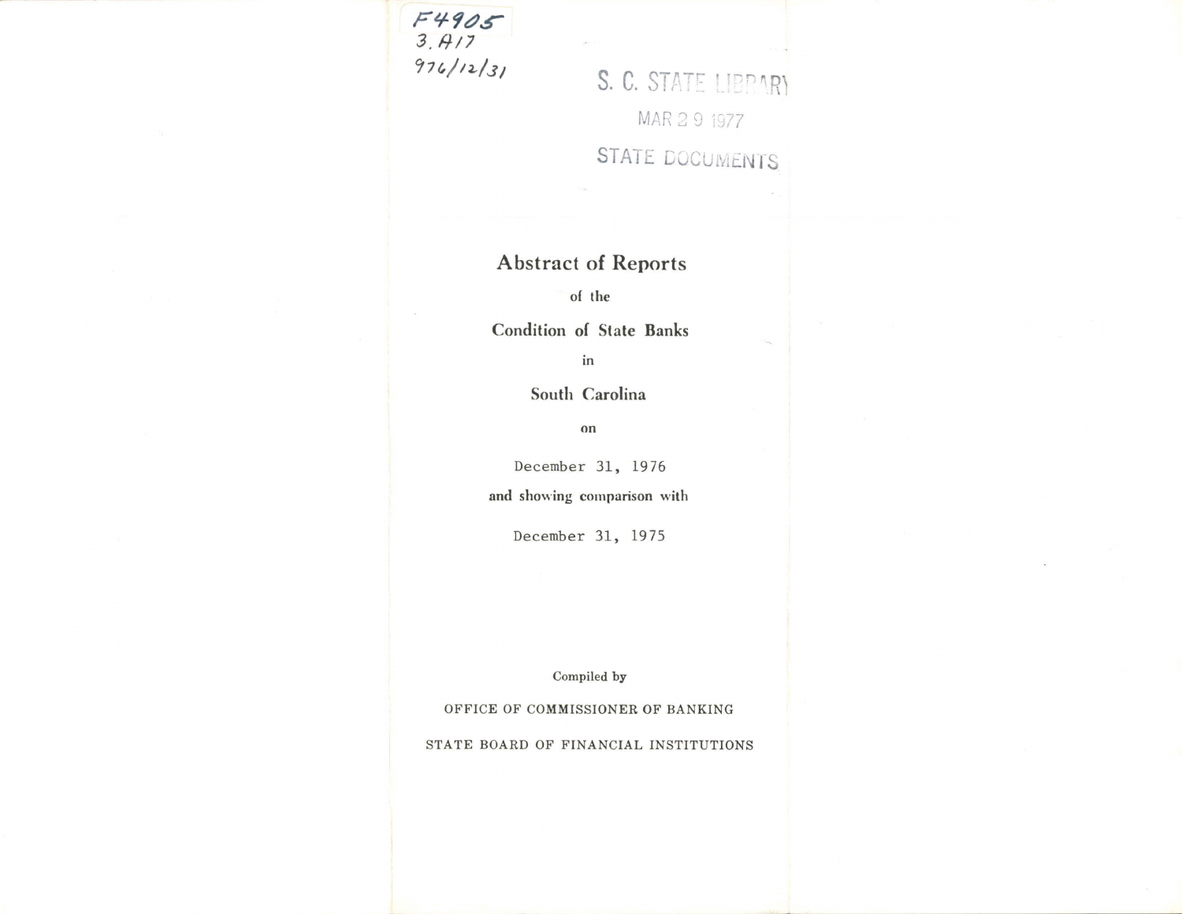F4905
3.A17
976/12/31

S. C. STATE LIBRARY

MAR 29 1977

STATE DOCUMENTS

# Abstract of Reports

of the

## Condition of State Banks

in

## South Carolina

on

December 31, 1976

and showing comparison with

December 31, 1975

Compiled by

OFFICE OF COMMISSIONER OF BANKING

STATE BOARD OF FINANCIAL INSTITUTIONS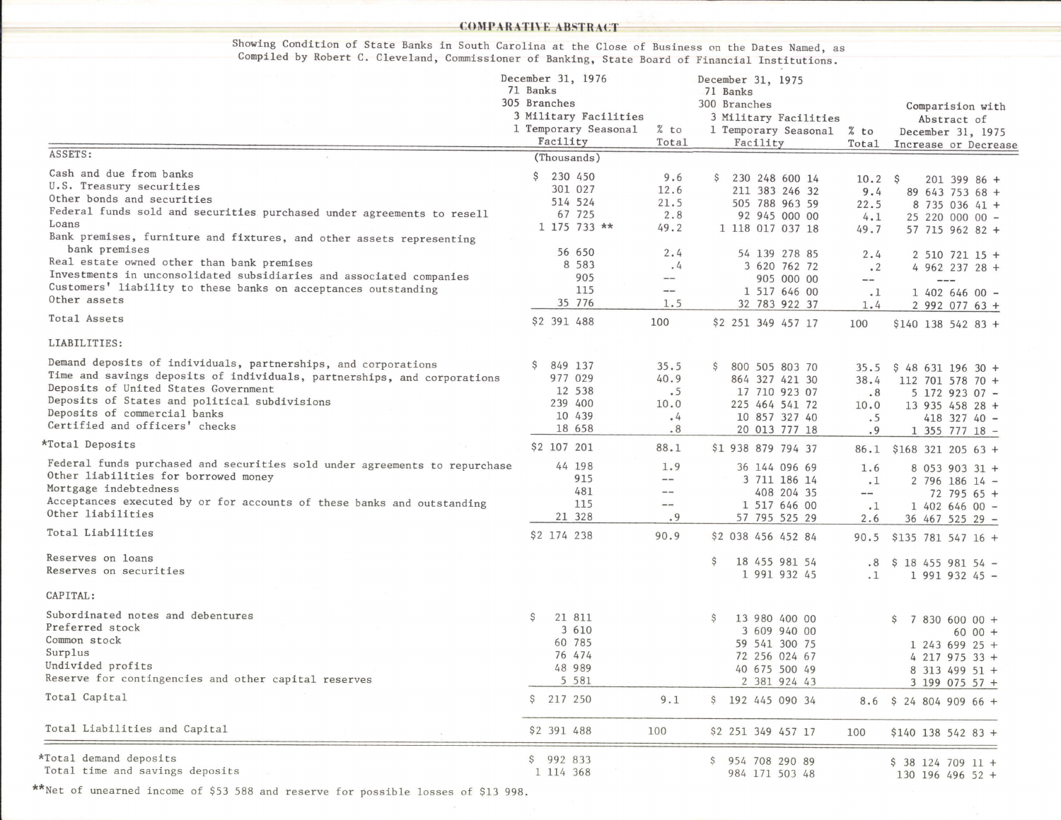**COMPARATIVE ABSTRACT**

Showing Condition of State Banks in South Carolina at the Close of Business on the Dates Named, as Compiled by Robert C. Cleveland, Commissioner of Banking, State Board of Financial Institutions.

| | December 31, 1976 71 Banks 305 Branches 3 Military Facilities 1 Temporary Seasonal Facility | % to Total | December 31, 1975 71 Banks 300 Branches 3 Military Facilities 1 Temporary Seasonal Facility | % to Total | Comparision with Abstract of December 31, 1975 Increase or Decrease |
|---|---|---|---|---|---|
| ASSETS: | (Thousands) | | | | |
| Cash and due from banks | $ 230 450 | 9.6 | $ 230 248 600 14 | 10.2 | $ 201 399 86 + |
| U.S. Treasury securities | 301 027 | 12.6 | 211 383 246 32 | 9.4 | 89 643 753 68 + |
| Other bonds and securities | 514 524 | 21.5 | 505 788 963 59 | 22.5 | 8 735 036 41 + |
| Federal funds sold and securities purchased under agreements to resell | 67 725 | 2.8 | 92 945 000 00 | 4.1 | 25 220 000 00 - |
| Loans | 1 175 733 ** | 49.2 | 1 118 017 037 18 | 49.7 | 57 715 962 82 + |
| Bank premises, furniture and fixtures, and other assets representing bank premises | 56 650 | 2.4 | 54 139 278 85 | 2.4 | 2 510 721 15 + |
| Real estate owned other than bank premises | 8 583 | .4 | 3 620 762 72 | .2 | 4 962 237 28 + |
| Investments in unconsolidated subsidiaries and associated companies | 905 | -- | 905 000 00 | -- | --- |
| Customers' liability to these banks on acceptances outstanding | 115 | -- | 1 517 646 00 | .1 | 1 402 646 00 - |
| Other assets | 35 776 | 1.5 | 32 783 922 37 | 1.4 | 2 992 077 63 + |
| Total Assets | $2 391 488 | 100 | $2 251 349 457 17 | 100 | $140 138 542 83 + |
| LIABILITIES: | | | | | |
| Demand deposits of individuals, partnerships, and corporations | $ 849 137 | 35.5 | $ 800 505 803 70 | 35.5 | $ 48 631 196 30 + |
| Time and savings deposits of individuals, partnerships, and corporations | 977 029 | 40.9 | 864 327 421 30 | 38.4 | 112 701 578 70 + |
| Deposits of United States Government | 12 538 | .5 | 17 710 923 07 | .8 | 5 172 923 07 - |
| Deposits of States and political subdivisions | 239 400 | 10.0 | 225 464 541 72 | 10.0 | 13 935 458 28 + |
| Deposits of commercial banks | 10 439 | .4 | 10 857 327 40 | .5 | 418 327 40 - |
| Certified and officers' checks | 18 658 | .8 | 20 013 777 18 | .9 | 1 355 777 18 - |
| *Total Deposits | $2 107 201 | 88.1 | $1 938 879 794 37 | 86.1 | $168 321 205 63 + |
| Federal funds purchased and securities sold under agreements to repurchase | 44 198 | 1.9 | 36 144 096 69 | 1.6 | 8 053 903 31 + |
| Other liabilities for borrowed money | 915 | -- | 3 711 186 14 | .1 | 2 796 186 14 - |
| Mortgage indebtedness | 481 | -- | 408 204 35 | -- | 72 795 65 + |
| Acceptances executed by or for accounts of these banks and outstanding | 115 | -- | 1 517 646 00 | .1 | 1 402 646 00 - |
| Other liabilities | 21 328 | .9 | 57 795 525 29 | 2.6 | 36 467 525 29 - |
| Total Liabilities | $2 174 238 | 90.9 | $2 038 456 452 84 | 90.5 | $135 781 547 16 + |
| Reserves on loans | | | $ 18 455 981 54 | .8 | $ 18 455 981 54 - |
| Reserves on securities | | | 1 991 932 45 | .1 | 1 991 932 45 - |
| CAPITAL: | | | | | |
| Subordinated notes and debentures | $ 21 811 | | $ 13 980 400 00 | | $ 7 830 600 00 + |
| Preferred stock | 3 610 | | 3 609 940 00 | | 60 00 + |
| Common stock | 60 785 | | 59 541 300 75 | | 1 243 699 25 + |
| Surplus | 76 474 | | 72 256 024 67 | | 4 217 975 33 + |
| Undivided profits | 48 989 | | 40 675 500 49 | | 8 313 499 51 + |
| Reserve for contingencies and other capital reserves | 5 581 | | 2 381 924 43 | | 3 199 075 57 + |
| Total Capital | $ 217 250 | 9.1 | $ 192 445 090 34 | 8.6 | $ 24 804 909 66 + |
| Total Liabilities and Capital | $2 391 488 | 100 | $2 251 349 457 17 | 100 | $140 138 542 83 + |
| *Total demand deposits | $ 992 833 | | $ 954 708 290 89 | | $ 38 124 709 11 + |
| Total time and savings deposits | 1 114 368 | | 984 171 503 48 | | 130 196 496 52 + |

**Net of unearned income of $53 588 and reserve for possible losses of $13 998.